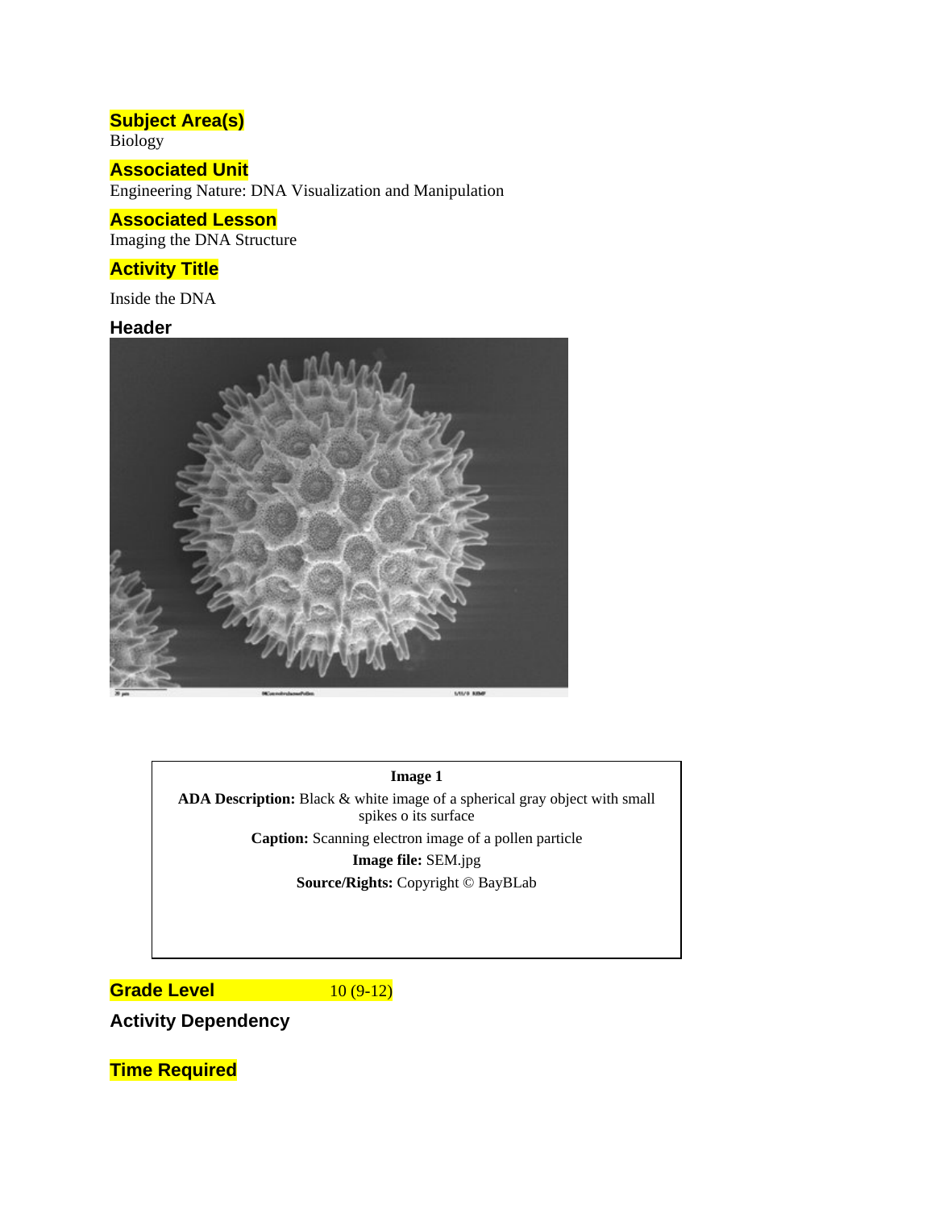## Subject Area(s)

Biology

## Associated Unit

Engineering Nature: DNA Visualization and Manipulation

## Associated Lesson

Imaging the DNA Structure

## Activity Title

Inside the DNA

## Header

**Image 1**

**ADA Description:** Black & white image of a spherical gray object with small spikes o its surface

**Caption:** Scanning electron image of a pollen particle

**Image file:** SEM.jpg

**Source/Rights:** Copyright © BayBLab

## Grade Level

10 (9-12)

## Activity Dependency

## Time Required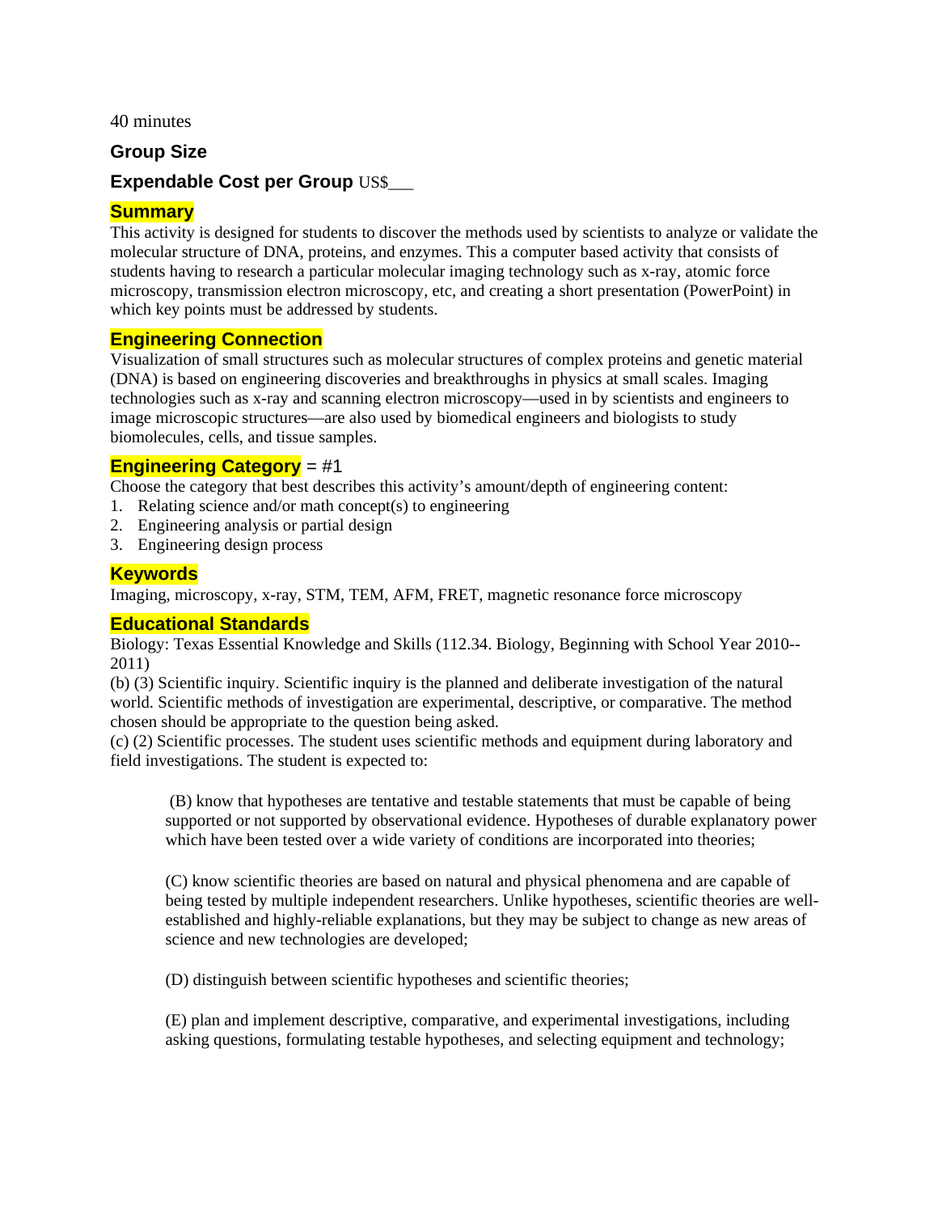40 minutes

## Group Size

## Expendable Cost per Group US$___

## Summary

This activity is designed for students to discover the methods used by scientists to analyze or validate the molecular structure of DNA, proteins, and enzymes. This a computer based activity that consists of students having to research a particular molecular imaging technology such as x-ray, atomic force microscopy, transmission electron microscopy, etc, and creating a short presentation (PowerPoint) in which key points must be addressed by students.

## Engineering Connection

Visualization of small structures such as molecular structures of complex proteins and genetic material (DNA) is based on engineering discoveries and breakthroughs in physics at small scales. Imaging technologies such as x-ray and scanning electron microscopy—used in by scientists and engineers to image microscopic structures—are also used by biomedical engineers and biologists to study biomolecules, cells, and tissue samples.

## Engineering Category = #1

Choose the category that best describes this activity's amount/depth of engineering content:

1. Relating science and/or math concept(s) to engineering
2. Engineering analysis or partial design
3. Engineering design process

## Keywords

Imaging, microscopy, x-ray, STM, TEM, AFM, FRET, magnetic resonance force microscopy

## Educational Standards

Biology: Texas Essential Knowledge and Skills (112.34. Biology, Beginning with School Year 2010--2011)

(b) (3) Scientific inquiry. Scientific inquiry is the planned and deliberate investigation of the natural world. Scientific methods of investigation are experimental, descriptive, or comparative. The method chosen should be appropriate to the question being asked.

(c) (2) Scientific processes. The student uses scientific methods and equipment during laboratory and field investigations. The student is expected to:

> (B) know that hypotheses are tentative and testable statements that must be capable of being supported or not supported by observational evidence. Hypotheses of durable explanatory power which have been tested over a wide variety of conditions are incorporated into theories;
>
> (C) know scientific theories are based on natural and physical phenomena and are capable of being tested by multiple independent researchers. Unlike hypotheses, scientific theories are well-established and highly-reliable explanations, but they may be subject to change as new areas of science and new technologies are developed;
>
> (D) distinguish between scientific hypotheses and scientific theories;
>
> (E) plan and implement descriptive, comparative, and experimental investigations, including asking questions, formulating testable hypotheses, and selecting equipment and technology;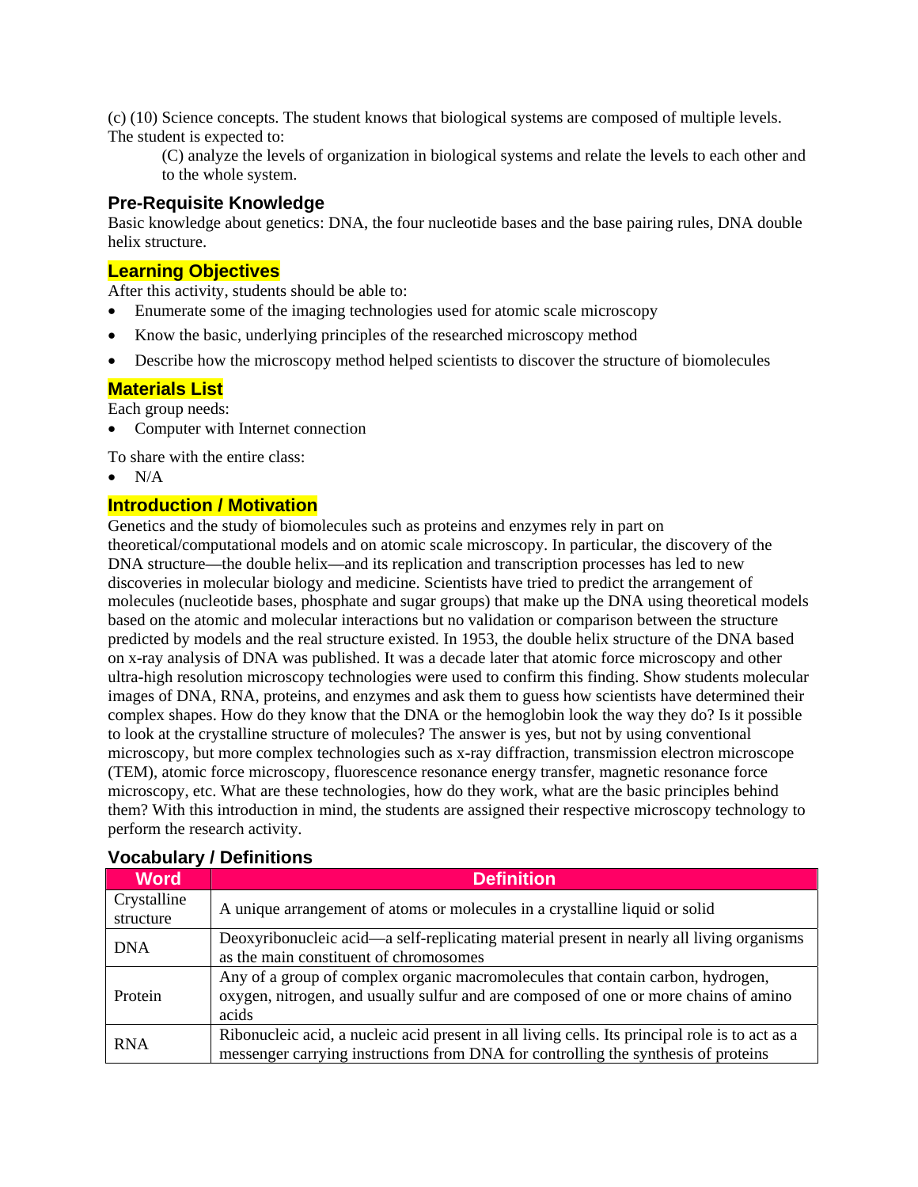(c) (10) Science concepts. The student knows that biological systems are composed of multiple levels. The student is expected to:

> (C) analyze the levels of organization in biological systems and relate the levels to each other and to the whole system.

### Pre-Requisite Knowledge

Basic knowledge about genetics: DNA, the four nucleotide bases and the base pairing rules, DNA double helix structure.

### Learning Objectives

After this activity, students should be able to:

- Enumerate some of the imaging technologies used for atomic scale microscopy
- Know the basic, underlying principles of the researched microscopy method
- Describe how the microscopy method helped scientists to discover the structure of biomolecules

### Materials List

Each group needs:

- Computer with Internet connection

To share with the entire class:

- N/A

### Introduction / Motivation

Genetics and the study of biomolecules such as proteins and enzymes rely in part on theoretical/computational models and on atomic scale microscopy. In particular, the discovery of the DNA structure—the double helix—and its replication and transcription processes has led to new discoveries in molecular biology and medicine. Scientists have tried to predict the arrangement of molecules (nucleotide bases, phosphate and sugar groups) that make up the DNA using theoretical models based on the atomic and molecular interactions but no validation or comparison between the structure predicted by models and the real structure existed. In 1953, the double helix structure of the DNA based on x-ray analysis of DNA was published. It was a decade later that atomic force microscopy and other ultra-high resolution microscopy technologies were used to confirm this finding. Show students molecular images of DNA, RNA, proteins, and enzymes and ask them to guess how scientists have determined their complex shapes. How do they know that the DNA or the hemoglobin look the way they do? Is it possible to look at the crystalline structure of molecules? The answer is yes, but not by using conventional microscopy, but more complex technologies such as x-ray diffraction, transmission electron microscope (TEM), atomic force microscopy, fluorescence resonance energy transfer, magnetic resonance force microscopy, etc. What are these technologies, how do they work, what are the basic principles behind them? With this introduction in mind, the students are assigned their respective microscopy technology to perform the research activity.

### Vocabulary / Definitions

| Word | Definition |
| --- | --- |
| Crystalline structure | A unique arrangement of atoms or molecules in a crystalline liquid or solid |
| DNA | Deoxyribonucleic acid—a self-replicating material present in nearly all living organisms as the main constituent of chromosomes |
| Protein | Any of a group of complex organic macromolecules that contain carbon, hydrogen, oxygen, nitrogen, and usually sulfur and are composed of one or more chains of amino acids |
| RNA | Ribonucleic acid, a nucleic acid present in all living cells. Its principal role is to act as a messenger carrying instructions from DNA for controlling the synthesis of proteins |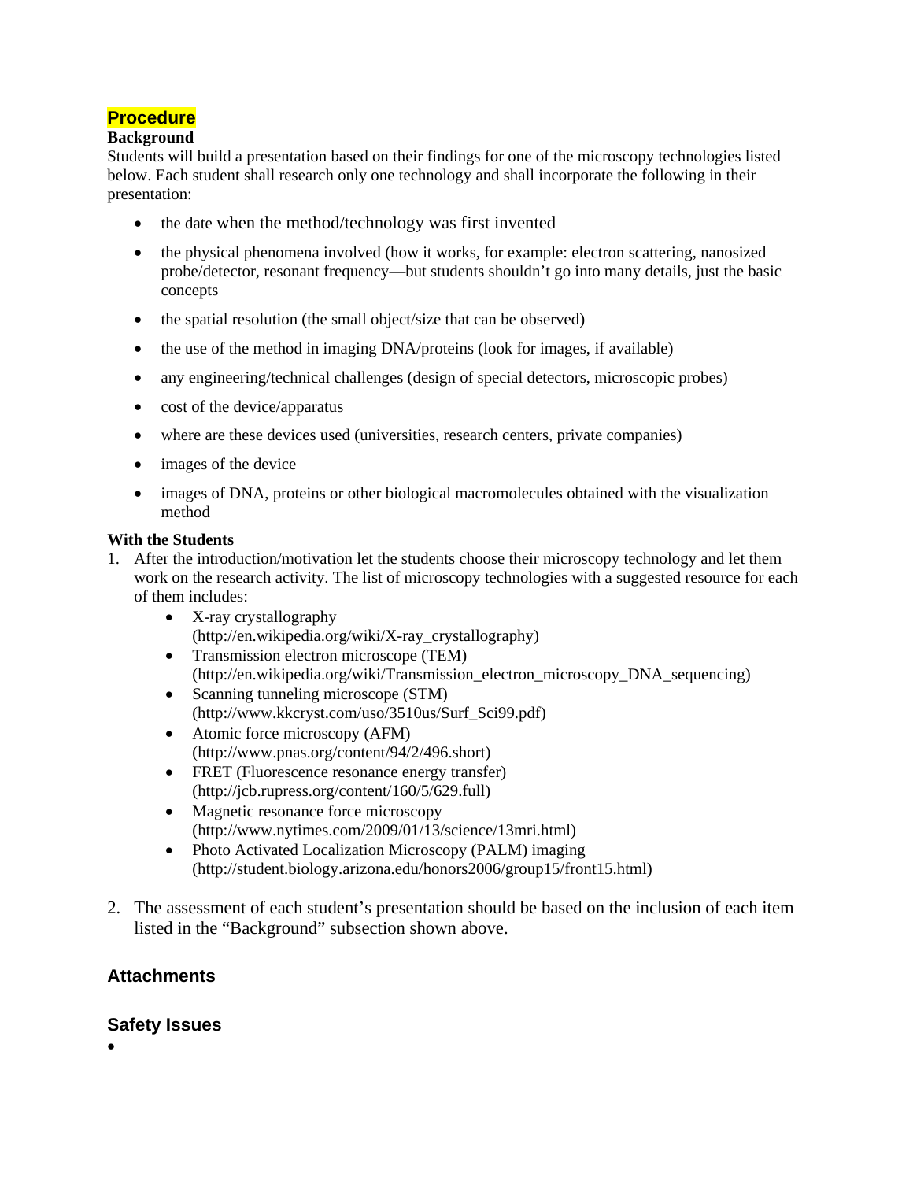## Procedure

### Background

Students will build a presentation based on their findings for one of the microscopy technologies listed below. Each student shall research only one technology and shall incorporate the following in their presentation:

- the date when the method/technology was first invented
- the physical phenomena involved (how it works, for example: electron scattering, nanosized probe/detector, resonant frequency—but students shouldn't go into many details, just the basic concepts
- the spatial resolution (the small object/size that can be observed)
- the use of the method in imaging DNA/proteins (look for images, if available)
- any engineering/technical challenges (design of special detectors, microscopic probes)
- cost of the device/apparatus
- where are these devices used (universities, research centers, private companies)
- images of the device
- images of DNA, proteins or other biological macromolecules obtained with the visualization method

### With the Students

1. After the introduction/motivation let the students choose their microscopy technology and let them work on the research activity. The list of microscopy technologies with a suggested resource for each of them includes:
   - X-ray crystallography (http://en.wikipedia.org/wiki/X-ray_crystallography)
   - Transmission electron microscope (TEM) (http://en.wikipedia.org/wiki/Transmission_electron_microscopy_DNA_sequencing)
   - Scanning tunneling microscope (STM) (http://www.kkcryst.com/uso/3510us/Surf_Sci99.pdf)
   - Atomic force microscopy (AFM) (http://www.pnas.org/content/94/2/496.short)
   - FRET (Fluorescence resonance energy transfer) (http://jcb.rupress.org/content/160/5/629.full)
   - Magnetic resonance force microscopy (http://www.nytimes.com/2009/01/13/science/13mri.html)
   - Photo Activated Localization Microscopy (PALM) imaging (http://student.biology.arizona.edu/honors2006/group15/front15.html)

2. The assessment of each student's presentation should be based on the inclusion of each item listed in the "Background" subsection shown above.

## Attachments

## Safety Issues

-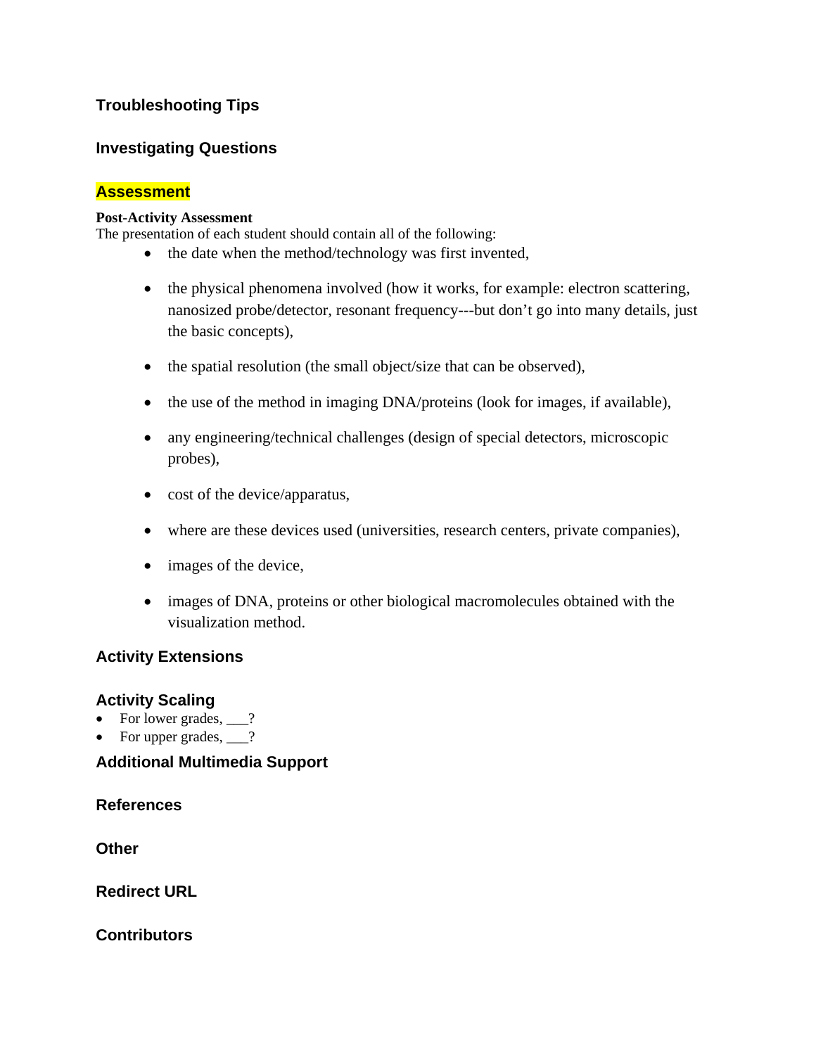## Troubleshooting Tips

## Investigating Questions

## Assessment

**Post-Activity Assessment**

The presentation of each student should contain all of the following:

- the date when the method/technology was first invented,
- the physical phenomena involved (how it works, for example: electron scattering, nanosized probe/detector, resonant frequency---but don't go into many details, just the basic concepts),
- the spatial resolution (the small object/size that can be observed),
- the use of the method in imaging DNA/proteins (look for images, if available),
- any engineering/technical challenges (design of special detectors, microscopic probes),
- cost of the device/apparatus,
- where are these devices used (universities, research centers, private companies),
- images of the device,
- images of DNA, proteins or other biological macromolecules obtained with the visualization method.

## Activity Extensions

## Activity Scaling

- For lower grades, ___?
- For upper grades, ___?

## Additional Multimedia Support

## References

## Other

## Redirect URL

## Contributors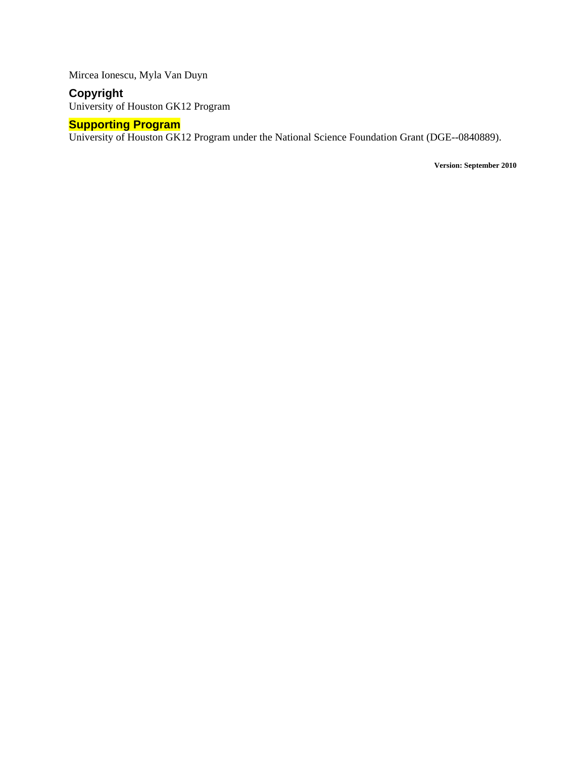Mircea Ionescu, Myla Van Duyn

## Copyright

University of Houston GK12 Program

## Supporting Program

University of Houston GK12 Program under the National Science Foundation Grant (DGE--0840889).

**Version: September 2010**